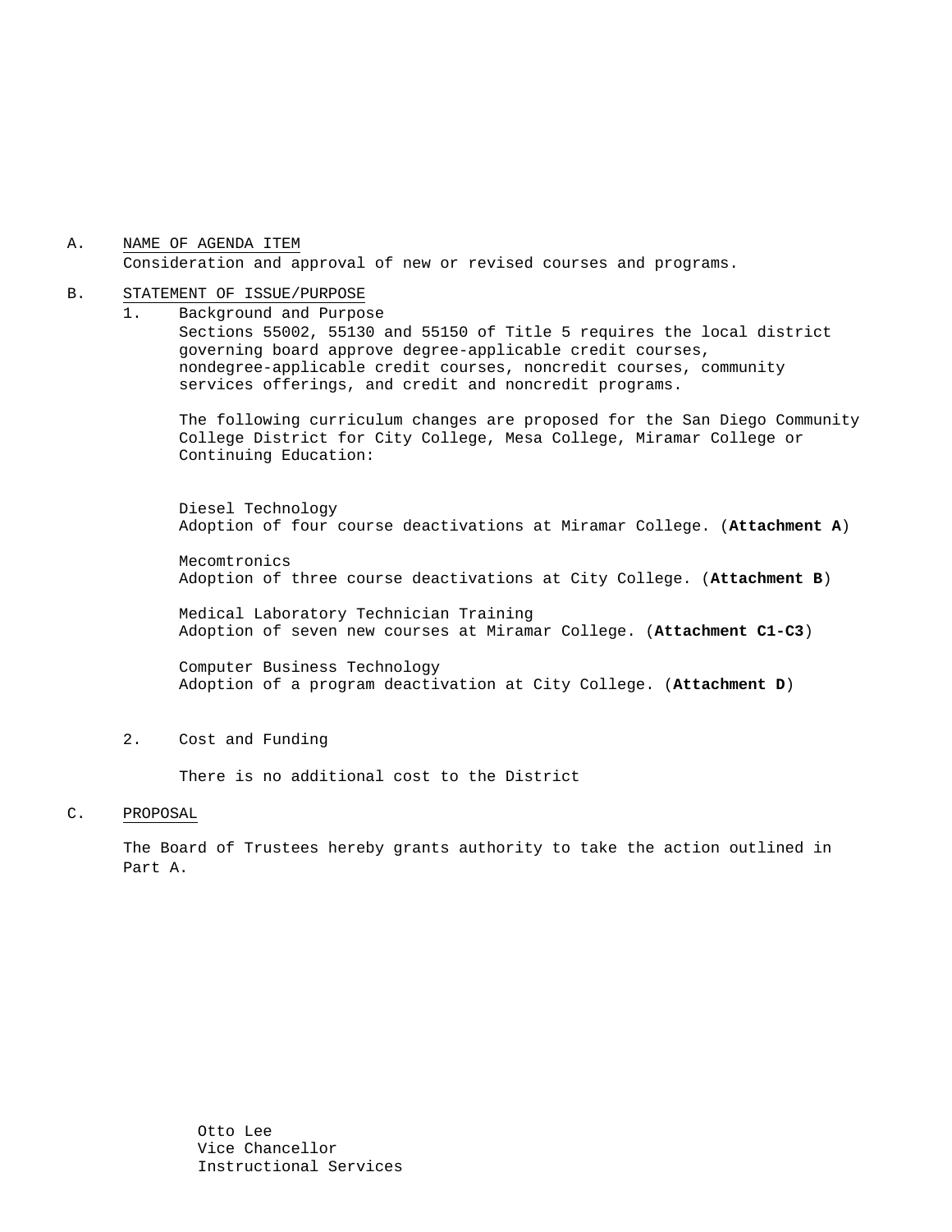A. <u>NAME OF AGENDA ITEM</u>

Consideration and approval of new or revised courses and programs.

B. <u>STATEMENT OF ISSUE/PURPOSE</u>

1. Background and Purpose

Sections 55002, 55130 and 55150 of Title 5 requires the local district governing board approve degree-applicable credit courses, nondegree-applicable credit courses, noncredit courses, community services offerings, and credit and noncredit programs.

The following curriculum changes are proposed for the San Diego Community College District for City College, Mesa College, Miramar College or Continuing Education:

Diesel Technology
Adoption of four course deactivations at Miramar College. (**Attachment A**)

Mecomtronics
Adoption of three course deactivations at City College. (**Attachment B**)

Medical Laboratory Technician Training
Adoption of seven new courses at Miramar College. (**Attachment C1-C3**)

Computer Business Technology
Adoption of a program deactivation at City College. (**Attachment D**)

2. Cost and Funding

There is no additional cost to the District

C. <u>PROPOSAL</u>

The Board of Trustees hereby grants authority to take the action outlined in Part A.

Otto Lee
Vice Chancellor
Instructional Services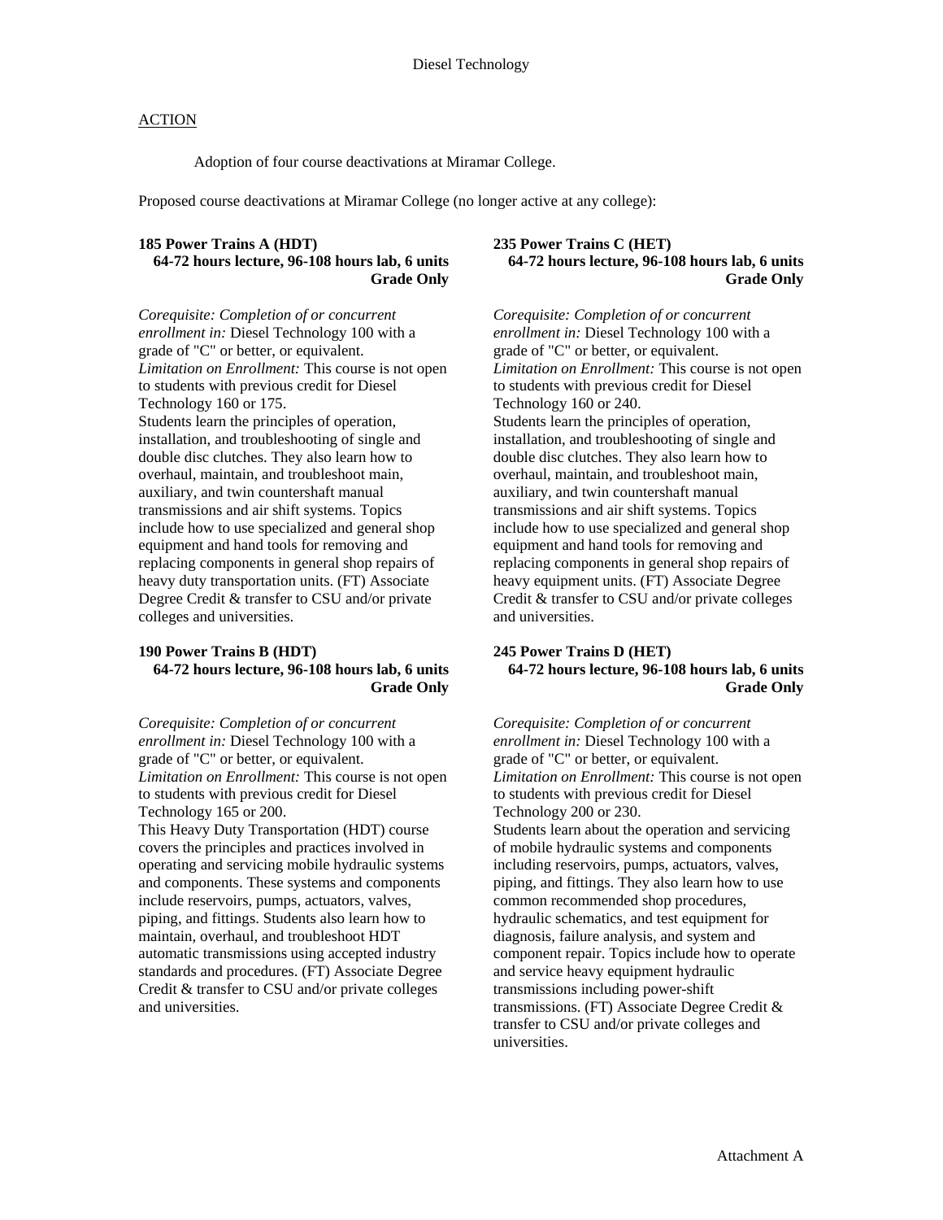# Diesel Technology

ACTION

Adoption of four course deactivations at Miramar College.

Proposed course deactivations at Miramar College (no longer active at any college):

**185 Power Trains A (HDT)**
**64-72 hours lecture, 96-108 hours lab, 6 units**
**Grade Only**

*Corequisite: Completion of or concurrent enrollment in:* Diesel Technology 100 with a grade of "C" or better, or equivalent.
*Limitation on Enrollment:* This course is not open to students with previous credit for Diesel Technology 160 or 175.
Students learn the principles of operation, installation, and troubleshooting of single and double disc clutches. They also learn how to overhaul, maintain, and troubleshoot main, auxiliary, and twin countershaft manual transmissions and air shift systems. Topics include how to use specialized and general shop equipment and hand tools for removing and replacing components in general shop repairs of heavy duty transportation units. (FT) Associate Degree Credit & transfer to CSU and/or private colleges and universities.

**190 Power Trains B (HDT)**
**64-72 hours lecture, 96-108 hours lab, 6 units**
**Grade Only**

*Corequisite: Completion of or concurrent enrollment in:* Diesel Technology 100 with a grade of "C" or better, or equivalent.
*Limitation on Enrollment:* This course is not open to students with previous credit for Diesel Technology 165 or 200.
This Heavy Duty Transportation (HDT) course covers the principles and practices involved in operating and servicing mobile hydraulic systems and components. These systems and components include reservoirs, pumps, actuators, valves, piping, and fittings. Students also learn how to maintain, overhaul, and troubleshoot HDT automatic transmissions using accepted industry standards and procedures. (FT) Associate Degree Credit & transfer to CSU and/or private colleges and universities.

**235 Power Trains C (HET)**
**64-72 hours lecture, 96-108 hours lab, 6 units**
**Grade Only**

*Corequisite: Completion of or concurrent enrollment in:* Diesel Technology 100 with a grade of "C" or better, or equivalent.
*Limitation on Enrollment:* This course is not open to students with previous credit for Diesel Technology 160 or 240.
Students learn the principles of operation, installation, and troubleshooting of single and double disc clutches. They also learn how to overhaul, maintain, and troubleshoot main, auxiliary, and twin countershaft manual transmissions and air shift systems. Topics include how to use specialized and general shop equipment and hand tools for removing and replacing components in general shop repairs of heavy equipment units. (FT) Associate Degree Credit & transfer to CSU and/or private colleges and universities.

**245 Power Trains D (HET)**
**64-72 hours lecture, 96-108 hours lab, 6 units**
**Grade Only**

*Corequisite: Completion of or concurrent enrollment in:* Diesel Technology 100 with a grade of "C" or better, or equivalent.
*Limitation on Enrollment:* This course is not open to students with previous credit for Diesel Technology 200 or 230.
Students learn about the operation and servicing of mobile hydraulic systems and components including reservoirs, pumps, actuators, valves, piping, and fittings. They also learn how to use common recommended shop procedures, hydraulic schematics, and test equipment for diagnosis, failure analysis, and system and component repair. Topics include how to operate and service heavy equipment hydraulic transmissions including power-shift transmissions. (FT) Associate Degree Credit & transfer to CSU and/or private colleges and universities.

Attachment A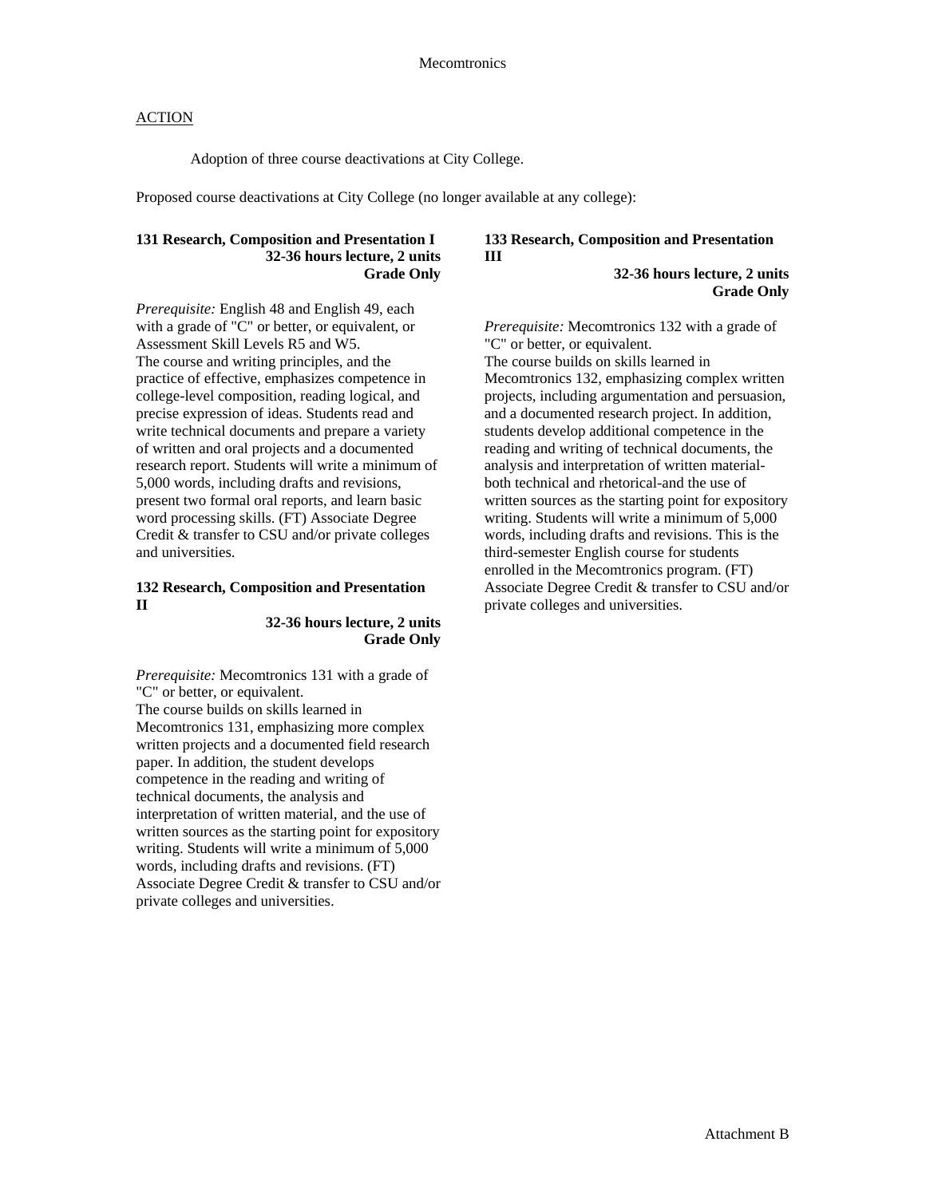# Mecomtronics

<u>ACTION</u>

Adoption of three course deactivations at City College.

Proposed course deactivations at City College (no longer available at any college):

**131 Research, Composition and Presentation I**
**32-36 hours lecture, 2 units**
**Grade Only**

*Prerequisite:* English 48 and English 49, each with a grade of "C" or better, or equivalent, or Assessment Skill Levels R5 and W5.
The course and writing principles, and the practice of effective, emphasizes competence in college-level composition, reading logical, and precise expression of ideas. Students read and write technical documents and prepare a variety of written and oral projects and a documented research report. Students will write a minimum of 5,000 words, including drafts and revisions, present two formal oral reports, and learn basic word processing skills. (FT) Associate Degree Credit & transfer to CSU and/or private colleges and universities.

**132 Research, Composition and Presentation II**
**32-36 hours lecture, 2 units**
**Grade Only**

*Prerequisite:* Mecomtronics 131 with a grade of "C" or better, or equivalent.
The course builds on skills learned in Mecomtronics 131, emphasizing more complex written projects and a documented field research paper. In addition, the student develops competence in the reading and writing of technical documents, the analysis and interpretation of written material, and the use of written sources as the starting point for expository writing. Students will write a minimum of 5,000 words, including drafts and revisions. (FT) Associate Degree Credit & transfer to CSU and/or private colleges and universities.

**133 Research, Composition and Presentation III**
**32-36 hours lecture, 2 units**
**Grade Only**

*Prerequisite:* Mecomtronics 132 with a grade of "C" or better, or equivalent.
The course builds on skills learned in Mecomtronics 132, emphasizing complex written projects, including argumentation and persuasion, and a documented research project. In addition, students develop additional competence in the reading and writing of technical documents, the analysis and interpretation of written material-both technical and rhetorical-and the use of written sources as the starting point for expository writing. Students will write a minimum of 5,000 words, including drafts and revisions. This is the third-semester English course for students enrolled in the Mecomtronics program. (FT) Associate Degree Credit & transfer to CSU and/or private colleges and universities.

Attachment B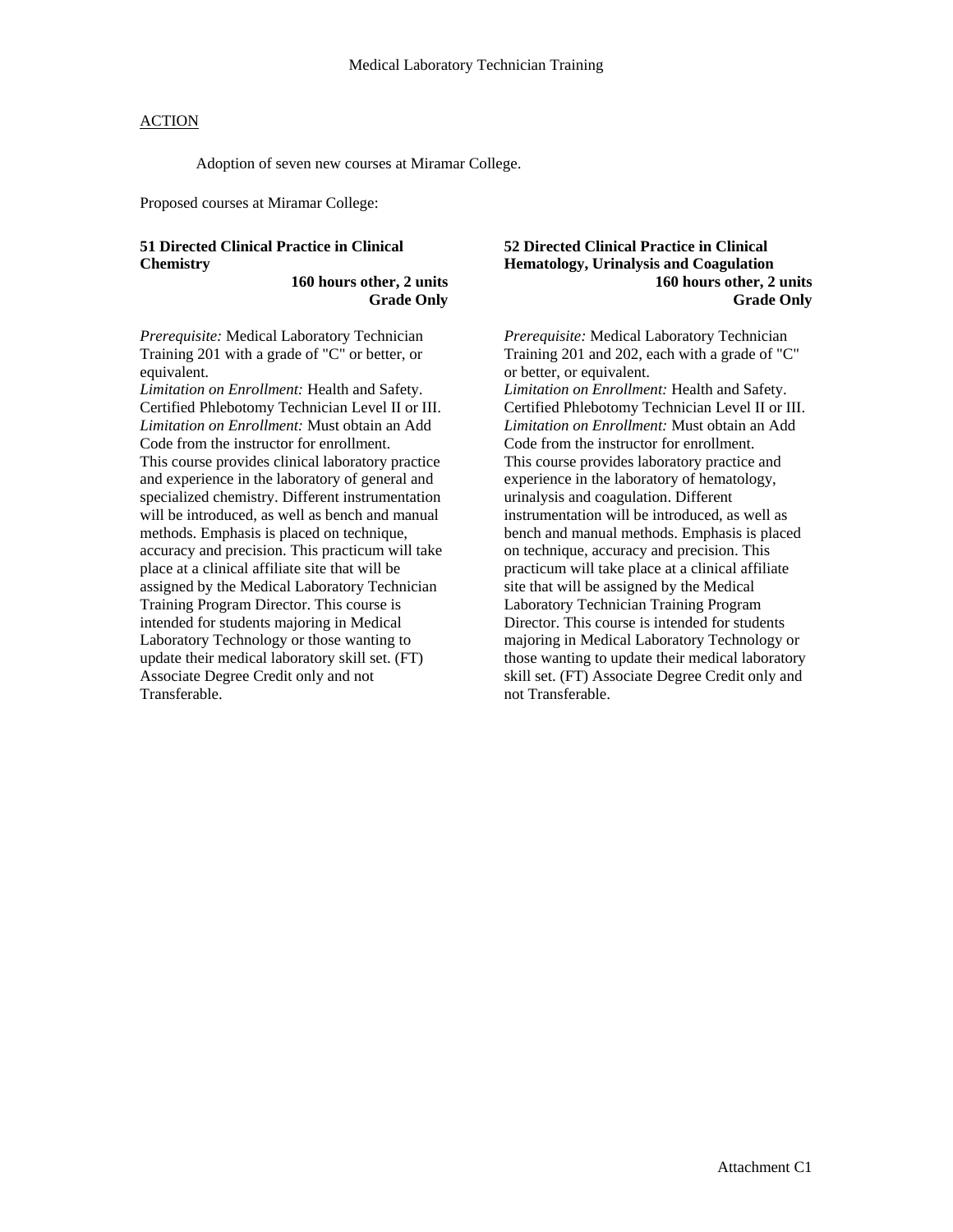# Medical Laboratory Technician Training

ACTION

Adoption of seven new courses at Miramar College.

Proposed courses at Miramar College:

**51 Directed Clinical Practice in Clinical Chemistry**
**160 hours other, 2 units**
**Grade Only**

*Prerequisite:* Medical Laboratory Technician Training 201 with a grade of "C" or better, or equivalent.
*Limitation on Enrollment:* Health and Safety. Certified Phlebotomy Technician Level II or III.
*Limitation on Enrollment:* Must obtain an Add Code from the instructor for enrollment.
This course provides clinical laboratory practice and experience in the laboratory of general and specialized chemistry. Different instrumentation will be introduced, as well as bench and manual methods. Emphasis is placed on technique, accuracy and precision. This practicum will take place at a clinical affiliate site that will be assigned by the Medical Laboratory Technician Training Program Director. This course is intended for students majoring in Medical Laboratory Technology or those wanting to update their medical laboratory skill set. (FT) Associate Degree Credit only and not Transferable.

**52 Directed Clinical Practice in Clinical Hematology, Urinalysis and Coagulation**
**160 hours other, 2 units**
**Grade Only**

*Prerequisite:* Medical Laboratory Technician Training 201 and 202, each with a grade of "C" or better, or equivalent.
*Limitation on Enrollment:* Health and Safety. Certified Phlebotomy Technician Level II or III.
*Limitation on Enrollment:* Must obtain an Add Code from the instructor for enrollment.
This course provides laboratory practice and experience in the laboratory of hematology, urinalysis and coagulation. Different instrumentation will be introduced, as well as bench and manual methods. Emphasis is placed on technique, accuracy and precision. This practicum will take place at a clinical affiliate site that will be assigned by the Medical Laboratory Technician Training Program Director. This course is intended for students majoring in Medical Laboratory Technology or those wanting to update their medical laboratory skill set. (FT) Associate Degree Credit only and not Transferable.

Attachment C1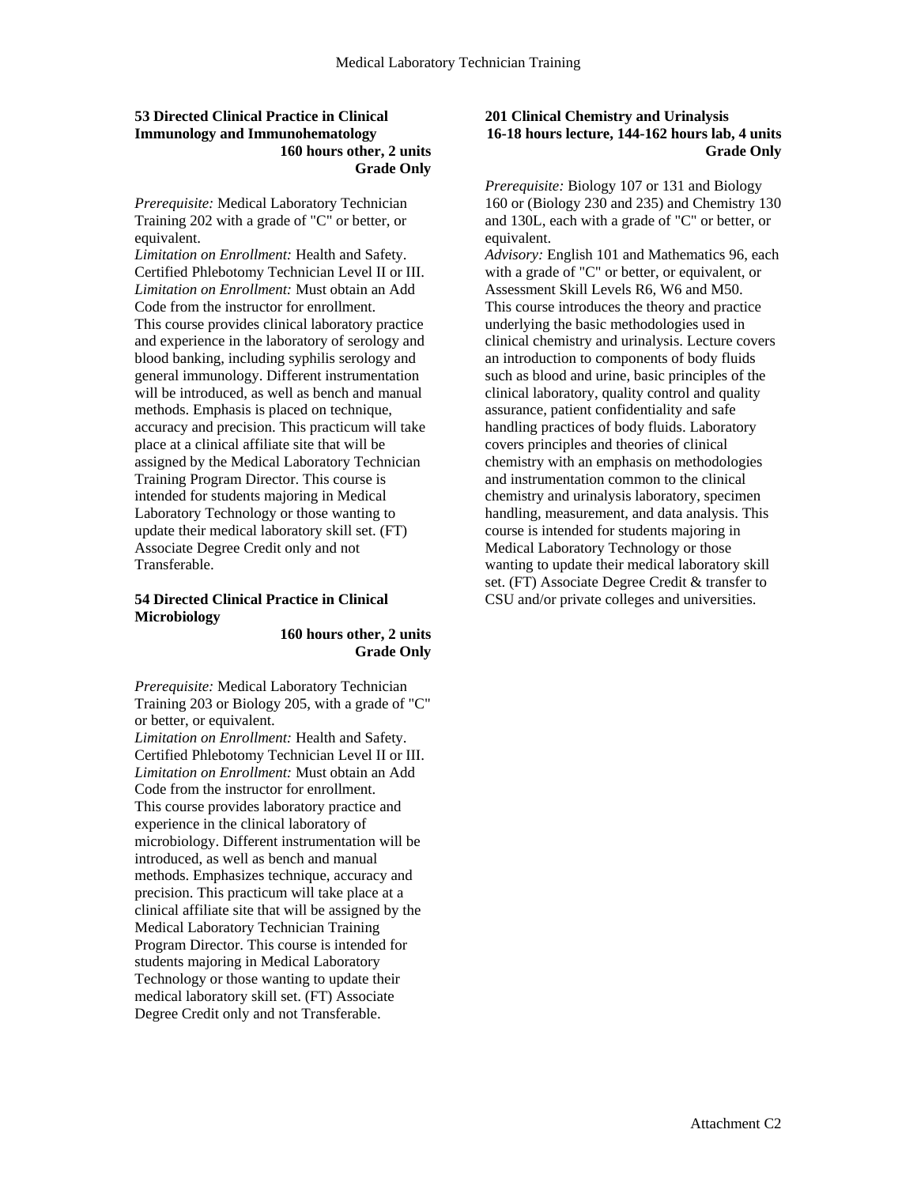### 53 Directed Clinical Practice in Clinical Immunology and Immunohematology

**160 hours other, 2 units**
**Grade Only**

*Prerequisite:* Medical Laboratory Technician Training 202 with a grade of "C" or better, or equivalent.
*Limitation on Enrollment:* Health and Safety. Certified Phlebotomy Technician Level II or III.
*Limitation on Enrollment:* Must obtain an Add Code from the instructor for enrollment.
This course provides clinical laboratory practice and experience in the laboratory of serology and blood banking, including syphilis serology and general immunology. Different instrumentation will be introduced, as well as bench and manual methods. Emphasis is placed on technique, accuracy and precision. This practicum will take place at a clinical affiliate site that will be assigned by the Medical Laboratory Technician Training Program Director. This course is intended for students majoring in Medical Laboratory Technology or those wanting to update their medical laboratory skill set. (FT) Associate Degree Credit only and not Transferable.

### 54 Directed Clinical Practice in Clinical Microbiology

**160 hours other, 2 units**
**Grade Only**

*Prerequisite:* Medical Laboratory Technician Training 203 or Biology 205, with a grade of "C" or better, or equivalent.
*Limitation on Enrollment:* Health and Safety. Certified Phlebotomy Technician Level II or III.
*Limitation on Enrollment:* Must obtain an Add Code from the instructor for enrollment.
This course provides laboratory practice and experience in the clinical laboratory of microbiology. Different instrumentation will be introduced, as well as bench and manual methods. Emphasizes technique, accuracy and precision. This practicum will take place at a clinical affiliate site that will be assigned by the Medical Laboratory Technician Training Program Director. This course is intended for students majoring in Medical Laboratory Technology or those wanting to update their medical laboratory skill set. (FT) Associate Degree Credit only and not Transferable.

### 201 Clinical Chemistry and Urinalysis

**16-18 hours lecture, 144-162 hours lab, 4 units**
**Grade Only**

*Prerequisite:* Biology 107 or 131 and Biology 160 or (Biology 230 and 235) and Chemistry 130 and 130L, each with a grade of "C" or better, or equivalent.
*Advisory:* English 101 and Mathematics 96, each with a grade of "C" or better, or equivalent, or Assessment Skill Levels R6, W6 and M50.
This course introduces the theory and practice underlying the basic methodologies used in clinical chemistry and urinalysis. Lecture covers an introduction to components of body fluids such as blood and urine, basic principles of the clinical laboratory, quality control and quality assurance, patient confidentiality and safe handling practices of body fluids. Laboratory covers principles and theories of clinical chemistry with an emphasis on methodologies and instrumentation common to the clinical chemistry and urinalysis laboratory, specimen handling, measurement, and data analysis. This course is intended for students majoring in Medical Laboratory Technology or those wanting to update their medical laboratory skill set. (FT) Associate Degree Credit & transfer to CSU and/or private colleges and universities.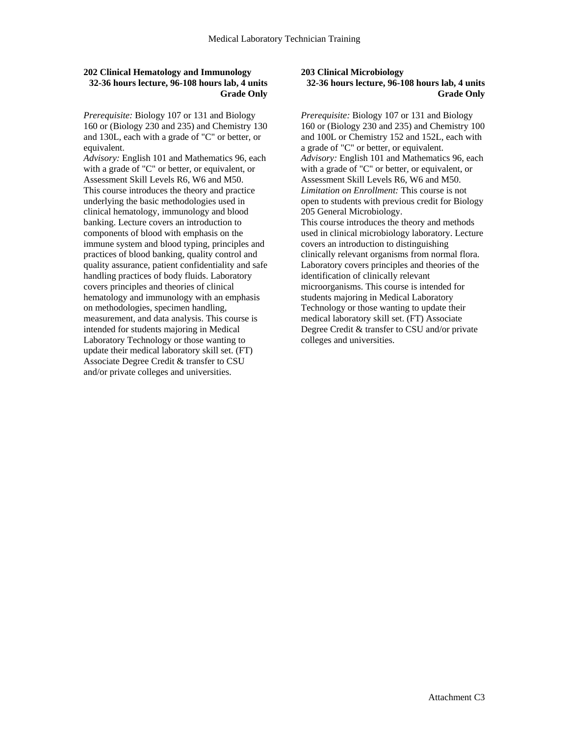**202 Clinical Hematology and Immunology**
**32-36 hours lecture, 96-108 hours lab, 4 units**
**Grade Only**

*Prerequisite:* Biology 107 or 131 and Biology 160 or (Biology 230 and 235) and Chemistry 130 and 130L, each with a grade of "C" or better, or equivalent.
*Advisory:* English 101 and Mathematics 96, each with a grade of "C" or better, or equivalent, or Assessment Skill Levels R6, W6 and M50.
This course introduces the theory and practice underlying the basic methodologies used in clinical hematology, immunology and blood banking. Lecture covers an introduction to components of blood with emphasis on the immune system and blood typing, principles and practices of blood banking, quality control and quality assurance, patient confidentiality and safe handling practices of body fluids. Laboratory covers principles and theories of clinical hematology and immunology with an emphasis on methodologies, specimen handling, measurement, and data analysis. This course is intended for students majoring in Medical Laboratory Technology or those wanting to update their medical laboratory skill set. (FT) Associate Degree Credit & transfer to CSU and/or private colleges and universities.

**203 Clinical Microbiology**
**32-36 hours lecture, 96-108 hours lab, 4 units**
**Grade Only**

*Prerequisite:* Biology 107 or 131 and Biology 160 or (Biology 230 and 235) and Chemistry 100 and 100L or Chemistry 152 and 152L, each with a grade of "C" or better, or equivalent.
*Advisory:* English 101 and Mathematics 96, each with a grade of "C" or better, or equivalent, or Assessment Skill Levels R6, W6 and M50.
*Limitation on Enrollment:* This course is not open to students with previous credit for Biology 205 General Microbiology.
This course introduces the theory and methods used in clinical microbiology laboratory. Lecture covers an introduction to distinguishing clinically relevant organisms from normal flora. Laboratory covers principles and theories of the identification of clinically relevant microorganisms. This course is intended for students majoring in Medical Laboratory Technology or those wanting to update their medical laboratory skill set. (FT) Associate Degree Credit & transfer to CSU and/or private colleges and universities.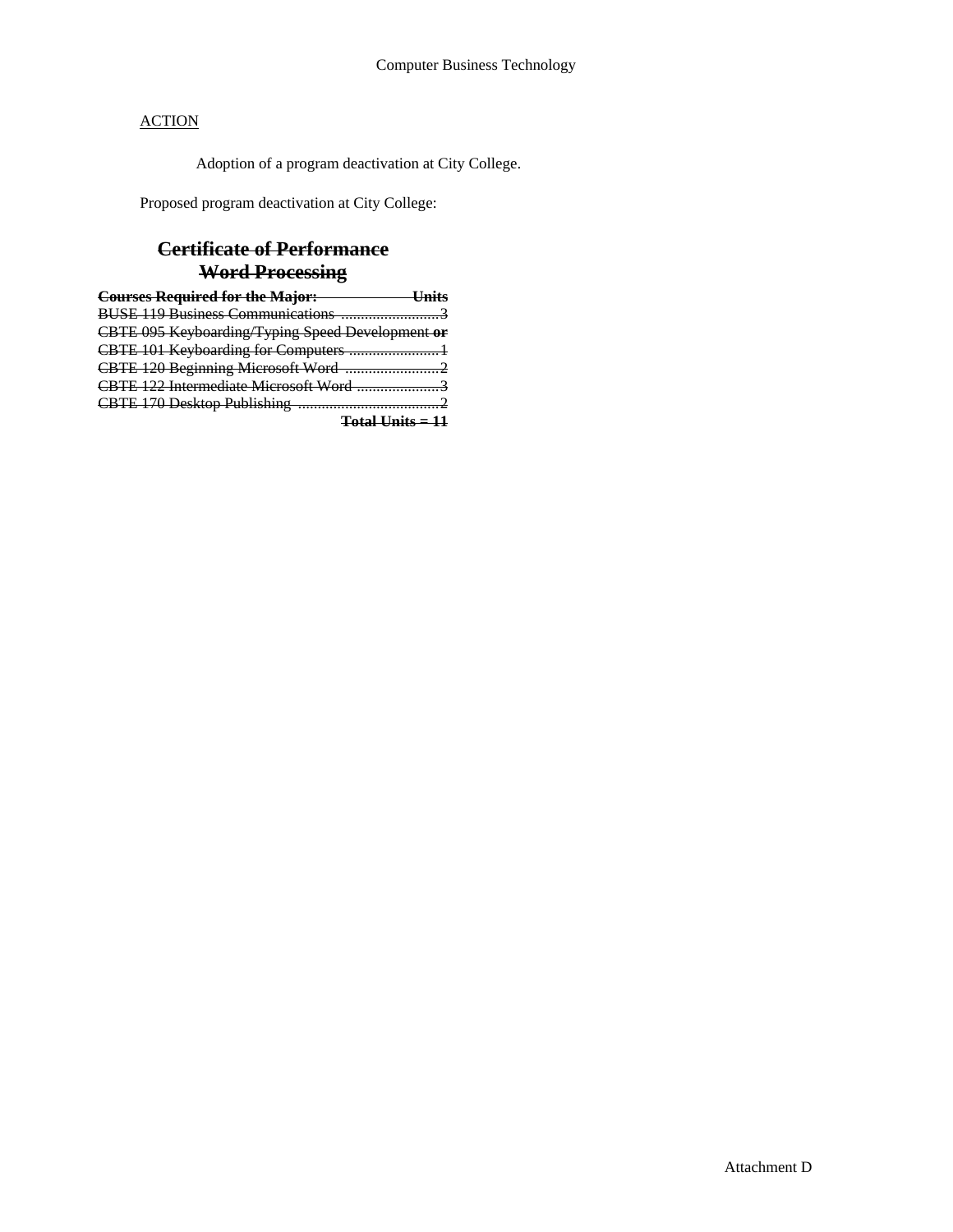Computer Business Technology

ACTION

Adoption of a program deactivation at City College.

Proposed program deactivation at City College:

## ~~Certificate of Performance~~
## ~~Word Processing~~

| ~~**Courses Required for the Major:**~~ | ~~**Units**~~ |
|---|---|
| ~~BUSE 119 Business Communications~~ | ~~3~~ |
| ~~CBTE 095 Keyboarding/Typing Speed Development **or**~~ | |
| ~~CBTE 101 Keyboarding for Computers~~ | ~~1~~ |
| ~~CBTE 120 Beginning Microsoft Word~~ | ~~2~~ |
| ~~CBTE 122 Intermediate Microsoft Word~~ | ~~3~~ |
| ~~CBTE 170 Desktop Publishing~~ | ~~2~~ |
| | ~~**Total Units = 11**~~ |

Attachment D